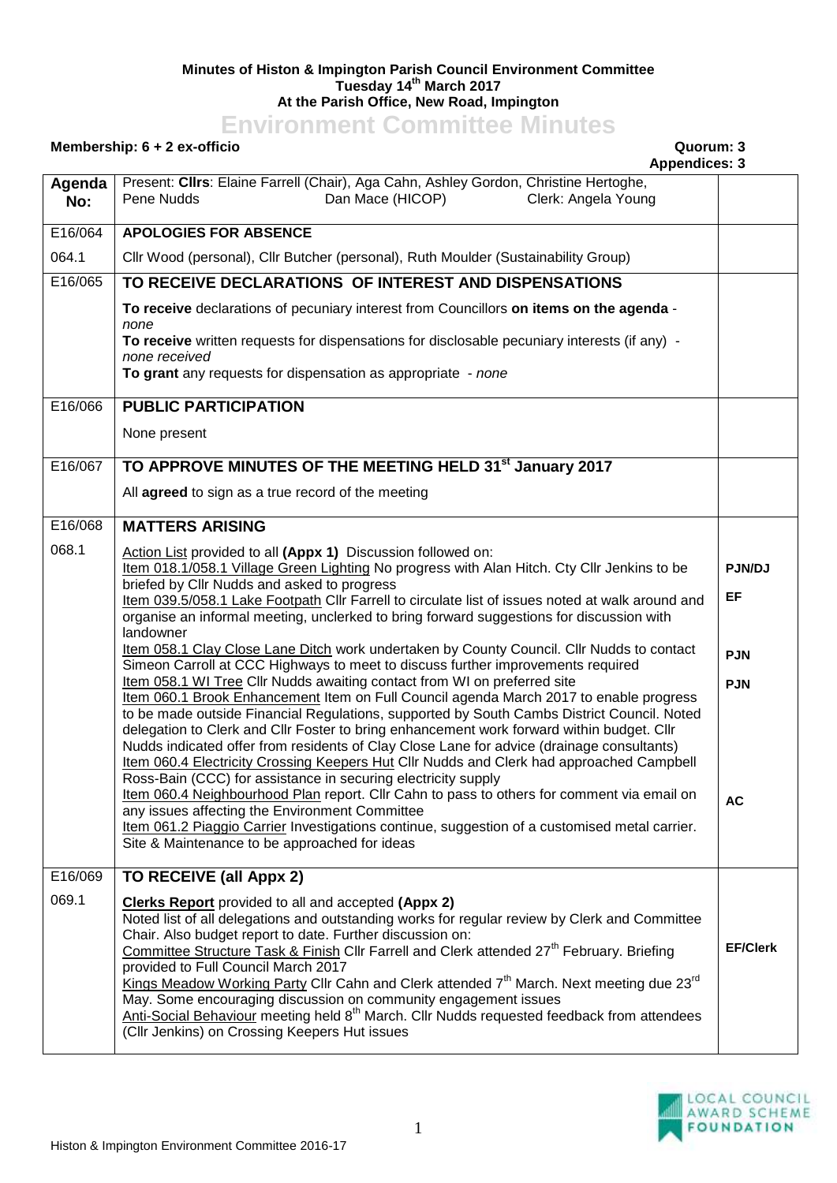**Minutes of Histon & Impington Parish Council Environment Committee**
**Tuesday 14th March 2017**
**At the Parish Office, New Road, Impington**

# Environment Committee Minutes

**Membership: 6 + 2 ex-officio** **Quorum: 3**
**Appendices: 3**

| Agenda No: | Present: **Cllrs**: Elaine Farrell (Chair), Aga Cahn, Ashley Gordon, Christine Hertoghe, Pene Nudds Dan Mace (HICOP) Clerk: Angela Young | |
|---|---|---|
| E16/064 | **APOLOGIES FOR ABSENCE** | |
| 064.1 | Cllr Wood (personal), Cllr Butcher (personal), Ruth Moulder (Sustainability Group) | |
| E16/065 | **TO RECEIVE DECLARATIONS OF INTEREST AND DISPENSATIONS** | |
| | **To receive** declarations of pecuniary interest from Councillors **on items on the agenda** - *none*<br>**To receive** written requests for dispensations for disclosable pecuniary interests (if any) - *none received*<br>**To grant** any requests for dispensation as appropriate - *none* | |
| E16/066 | **PUBLIC PARTICIPATION** | |
| | None present | |
| E16/067 | **TO APPROVE MINUTES OF THE MEETING HELD 31st January 2017** | |
| | All **agreed** to sign as a true record of the meeting | |
| E16/068 | **MATTERS ARISING** | |
| 068.1 | Action List provided to all **(Appx 1)** Discussion followed on:<br>Item 018.1/058.1 Village Green Lighting No progress with Alan Hitch. Cty Cllr Jenkins to be briefed by Cllr Nudds and asked to progress<br>Item 039.5/058.1 Lake Footpath Cllr Farrell to circulate list of issues noted at walk around and organise an informal meeting, unclerked to bring forward suggestions for discussion with landowner<br>Item 058.1 Clay Close Lane Ditch work undertaken by County Council. Cllr Nudds to contact Simeon Carroll at CCC Highways to meet to discuss further improvements required<br>Item 058.1 WI Tree Cllr Nudds awaiting contact from WI on preferred site<br>Item 060.1 Brook Enhancement Item on Full Council agenda March 2017 to enable progress to be made outside Financial Regulations, supported by South Cambs District Council. Noted delegation to Clerk and Cllr Foster to bring enhancement work forward within budget. Cllr Nudds indicated offer from residents of Clay Close Lane for advice (drainage consultants)<br>Item 060.4 Electricity Crossing Keepers Hut Cllr Nudds and Clerk had approached Campbell Ross-Bain (CCC) for assistance in securing electricity supply<br>Item 060.4 Neighbourhood Plan report. Cllr Cahn to pass to others for comment via email on any issues affecting the Environment Committee<br>Item 061.2 Piaggio Carrier Investigations continue, suggestion of a customised metal carrier. Site & Maintenance to be approached for ideas | **PJN/DJ**<br>**EF**<br>**PJN**<br>**PJN**<br>**AC** |
| E16/069 | **TO RECEIVE (all Appx 2)** | |
| 069.1 | **Clerks Report** provided to all and accepted **(Appx 2)**<br>Noted list of all delegations and outstanding works for regular review by Clerk and Committee Chair. Also budget report to date. Further discussion on:<br>Committee Structure Task & Finish Cllr Farrell and Clerk attended 27th February. Briefing provided to Full Council March 2017<br>Kings Meadow Working Party Cllr Cahn and Clerk attended 7th March. Next meeting due 23rd May. Some encouraging discussion on community engagement issues<br>Anti-Social Behaviour meeting held 8th March. Cllr Nudds requested feedback from attendees (Cllr Jenkins) on Crossing Keepers Hut issues | **EF/Clerk** |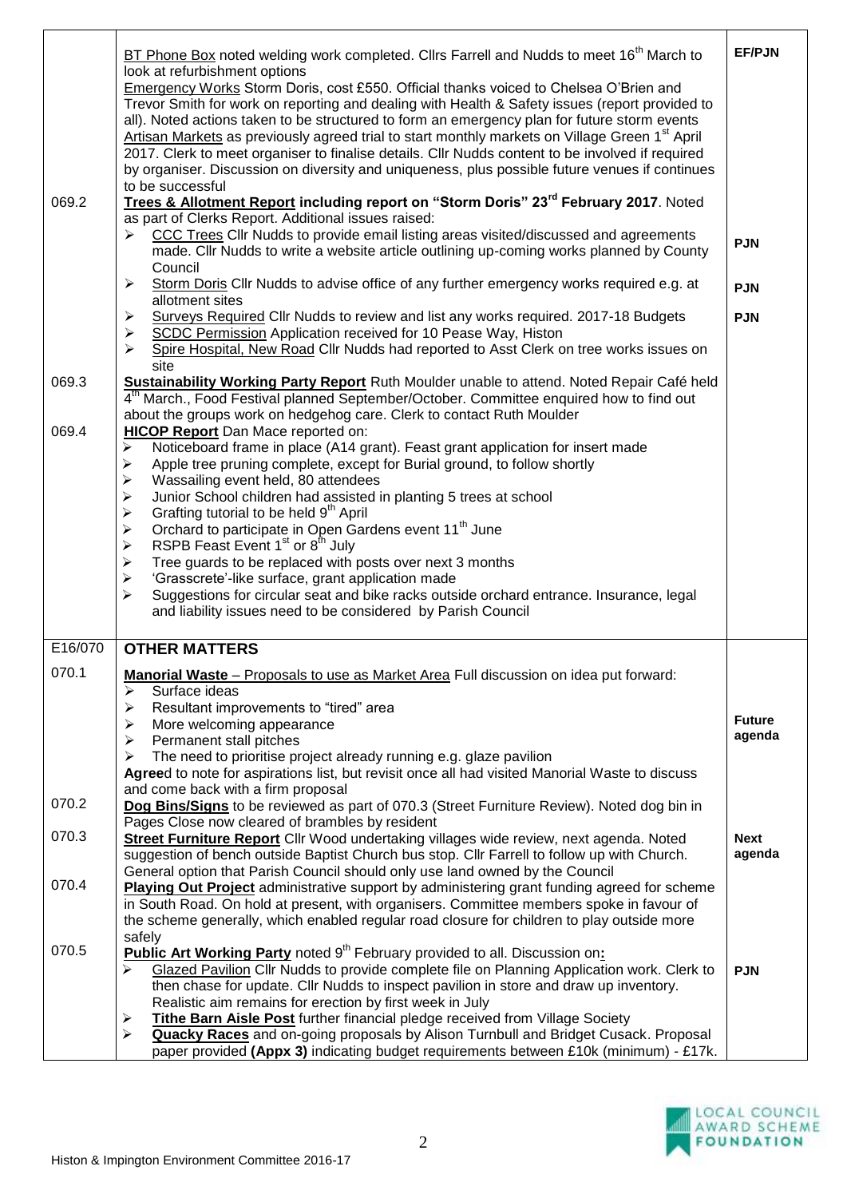| | | |
|---|---|---|
| | BT Phone Box noted welding work completed. Cllrs Farrell and Nudds to meet 16th March to look at refurbishment options<br>Emergency Works Storm Doris, cost £550. Official thanks voiced to Chelsea O'Brien and Trevor Smith for work on reporting and dealing with Health & Safety issues (report provided to all). Noted actions taken to be structured to form an emergency plan for future storm events<br>Artisan Markets as previously agreed trial to start monthly markets on Village Green 1st April 2017. Clerk to meet organiser to finalise details. Cllr Nudds content to be involved if required by organiser. Discussion on diversity and uniqueness, plus possible future venues if continues to be successful | **EF/PJN** |
| 069.2 | **Trees & Allotment Report including report on "Storm Doris" 23rd February 2017**. Noted as part of Clerks Report. Additional issues raised:<br>➢ CCC Trees Cllr Nudds to provide email listing areas visited/discussed and agreements made. Cllr Nudds to write a website article outlining up-coming works planned by County Council<br>➢ Storm Doris Cllr Nudds to advise office of any further emergency works required e.g. at allotment sites<br>➢ Surveys Required Cllr Nudds to review and list any works required. 2017-18 Budgets<br>➢ SCDC Permission Application received for 10 Pease Way, Histon<br>➢ Spire Hospital, New Road Cllr Nudds had reported to Asst Clerk on tree works issues on site | **PJN**<br><br>**PJN**<br><br>**PJN** |
| 069.3 | **Sustainability Working Party Report** Ruth Moulder unable to attend. Noted Repair Café held 4th March., Food Festival planned September/October. Committee enquired how to find out about the groups work on hedgehog care. Clerk to contact Ruth Moulder | |
| 069.4 | **HICOP Report** Dan Mace reported on:<br>➢ Noticeboard frame in place (A14 grant). Feast grant application for insert made<br>➢ Apple tree pruning complete, except for Burial ground, to follow shortly<br>➢ Wassailing event held, 80 attendees<br>➢ Junior School children had assisted in planting 5 trees at school<br>➢ Grafting tutorial to be held 9th April<br>➢ Orchard to participate in Open Gardens event 11th June<br>➢ RSPB Feast Event 1st or 8th July<br>➢ Tree guards to be replaced with posts over next 3 months<br>➢ 'Grasscrete'-like surface, grant application made<br>➢ Suggestions for circular seat and bike racks outside orchard entrance. Insurance, legal and liability issues need to be considered by Parish Council | |
| E16/070 | **OTHER MATTERS** | |
| 070.1 | **Manorial Waste** – Proposals to use as Market Area Full discussion on idea put forward:<br>➢ Surface ideas<br>➢ Resultant improvements to "tired" area<br>➢ More welcoming appearance<br>➢ Permanent stall pitches<br>➢ The need to prioritise project already running e.g. glaze pavilion<br>**Agree**d to note for aspirations list, but revisit once all had visited Manorial Waste to discuss and come back with a firm proposal | **Future agenda** |
| 070.2 | **Dog Bins/Signs** to be reviewed as part of 070.3 (Street Furniture Review). Noted dog bin in Pages Close now cleared of brambles by resident | |
| 070.3 | **Street Furniture Report** Cllr Wood undertaking villages wide review, next agenda. Noted suggestion of bench outside Baptist Church bus stop. Cllr Farrell to follow up with Church. General option that Parish Council should only use land owned by the Council | **Next agenda** |
| 070.4 | **Playing Out Project** administrative support by administering grant funding agreed for scheme in South Road. On hold at present, with organisers. Committee members spoke in favour of the scheme generally, which enabled regular road closure for children to play outside more safely | |
| 070.5 | **Public Art Working Party** noted 9th February provided to all. Discussion on:<br>➢ Glazed Pavilion Cllr Nudds to provide complete file on Planning Application work. Clerk to then chase for update. Cllr Nudds to inspect pavilion in store and draw up inventory. Realistic aim remains for erection by first week in July<br>➢ **Tithe Barn Aisle Post** further financial pledge received from Village Society<br>➢ **Quacky Races** and on-going proposals by Alison Turnbull and Bridget Cusack. Proposal paper provided **(Appx 3)** indicating budget requirements between £10k (minimum) - £17k. | **PJN** |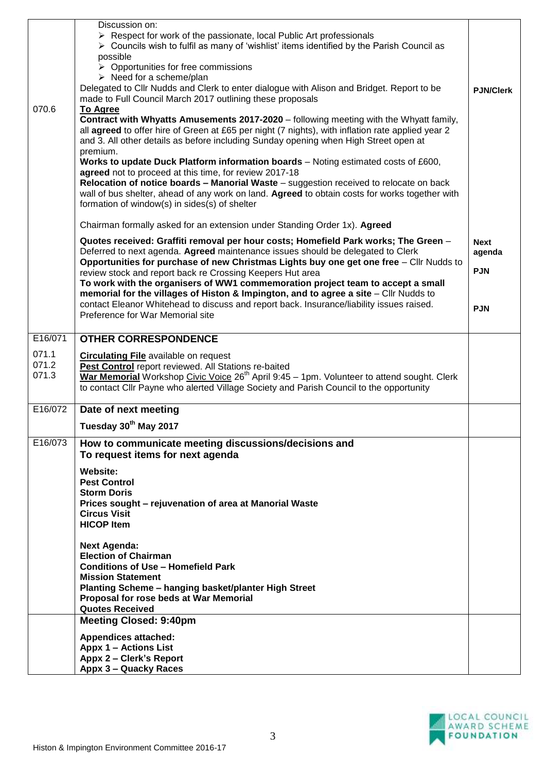| | | |
|---|---|---|
| 070.6 | Discussion on:<br>➢ Respect for work of the passionate, local Public Art professionals<br>➢ Councils wish to fulfil as many of 'wishlist' items identified by the Parish Council as possible<br>➢ Opportunities for free commissions<br>➢ Need for a scheme/plan<br>Delegated to Cllr Nudds and Clerk to enter dialogue with Alison and Bridget. Report to be made to Full Council March 2017 outlining these proposals<br>**To Agree**<br>**Contract with Whyatts Amusements 2017-2020** – following meeting with the Whyatt family, all **agreed** to offer hire of Green at £65 per night (7 nights), with inflation rate applied year 2 and 3. All other details as before including Sunday opening when High Street open at premium.<br>**Works to update Duck Platform information boards** – Noting estimated costs of £600, **agreed** not to proceed at this time, for review 2017-18<br>**Relocation of notice boards – Manorial Waste** – suggestion received to relocate on back wall of bus shelter, ahead of any work on land. **Agreed** to obtain costs for works together with formation of window(s) in sides(s) of shelter<br><br>Chairman formally asked for an extension under Standing Order 1x). **Agreed**<br><br>**Quotes received: Graffiti removal per hour costs; Homefield Park works; The Green** – Deferred to next agenda. **Agreed** maintenance issues should be delegated to Clerk<br>**Opportunities for purchase of new Christmas Lights buy one get one free** – Cllr Nudds to review stock and report back re Crossing Keepers Hut area<br>**To work with the organisers of WW1 commemoration project team to accept a small memorial for the villages of Histon & Impington, and to agree a site** – Cllr Nudds to contact Eleanor Whitehead to discuss and report back. Insurance/liability issues raised. Preference for War Memorial site | **PJN/Clerk**<br><br><br><br><br><br><br>**Next agenda**<br><br>**PJN**<br><br><br>**PJN** |
| E16/071 | **OTHER CORRESPONDENCE** | |
| 071.1<br>071.2<br>071.3 | **Circulating File** available on request<br>**Pest Control** report reviewed. All Stations re-baited<br>**War Memorial** Workshop Civic Voice 26th April 9:45 – 1pm. Volunteer to attend sought. Clerk to contact Cllr Payne who alerted Village Society and Parish Council to the opportunity | |
| E16/072 | **Date of next meeting**<br>**Tuesday 30th May 2017** | |
| E16/073 | **How to communicate meeting discussions/decisions and To request items for next agenda**<br><br>**Website:**<br>**Pest Control**<br>**Storm Doris**<br>**Prices sought – rejuvenation of area at Manorial Waste**<br>**Circus Visit**<br>**HICOP Item**<br><br>**Next Agenda:**<br>**Election of Chairman**<br>**Conditions of Use – Homefield Park**<br>**Mission Statement**<br>**Planting Scheme – hanging basket/planter High Street**<br>**Proposal for rose beds at War Memorial**<br>**Quotes Received** | |
| | **Meeting Closed: 9:40pm**<br><br>**Appendices attached:**<br>**Appx 1 – Actions List**<br>**Appx 2 – Clerk's Report**<br>**Appx 3 – Quacky Races** | |